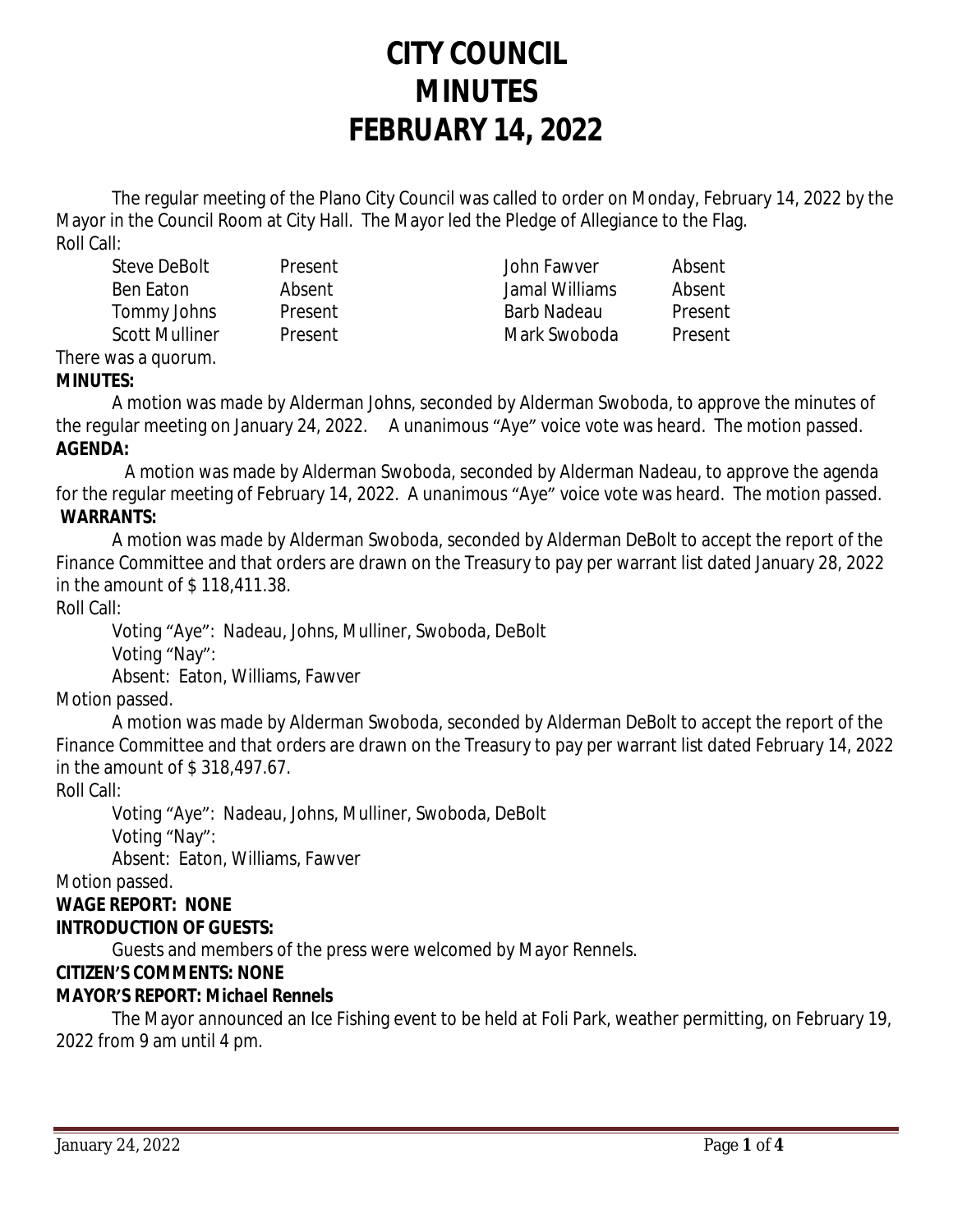# CITY COUNCIL
# MINUTES
# FEBRUARY 14, 2022

The regular meeting of the Plano City Council was called to order on Monday, February 14, 2022 by the Mayor in the Council Room at City Hall. The Mayor led the Pledge of Allegiance to the Flag.

Roll Call:

| | | | |
|---|---|---|---|
| Steve DeBolt | Present | John Fawver | Absent |
| Ben Eaton | Absent | Jamal Williams | Absent |
| Tommy Johns | Present | Barb Nadeau | Present |
| Scott Mulliner | Present | Mark Swoboda | Present |

There was a quorum.

**MINUTES:**

A motion was made by Alderman Johns, seconded by Alderman Swoboda, to approve the minutes of the regular meeting on January 24, 2022. A unanimous "Aye" voice vote was heard. The motion passed.

**AGENDA:**

A motion was made by Alderman Swoboda, seconded by Alderman Nadeau, to approve the agenda for the regular meeting of February 14, 2022. A unanimous "Aye" voice vote was heard. The motion passed.

**WARRANTS:**

A motion was made by Alderman Swoboda, seconded by Alderman DeBolt to accept the report of the Finance Committee and that orders are drawn on the Treasury to pay per warrant list dated January 28, 2022 in the amount of $ 118,411.38.

Roll Call:

Voting "Aye": Nadeau, Johns, Mulliner, Swoboda, DeBolt

Voting "Nay":

Absent: Eaton, Williams, Fawver

Motion passed.

A motion was made by Alderman Swoboda, seconded by Alderman DeBolt to accept the report of the Finance Committee and that orders are drawn on the Treasury to pay per warrant list dated February 14, 2022 in the amount of $ 318,497.67.

Roll Call:

Voting "Aye": Nadeau, Johns, Mulliner, Swoboda, DeBolt

Voting "Nay":

Absent: Eaton, Williams, Fawver

Motion passed.

**WAGE REPORT: NONE**

**INTRODUCTION OF GUESTS:**

Guests and members of the press were welcomed by Mayor Rennels.

**CITIZEN'S COMMENTS: NONE**

**MAYOR'S REPORT: Michael Rennels**

The Mayor announced an Ice Fishing event to be held at Foli Park, weather permitting, on February 19, 2022 from 9 am until 4 pm.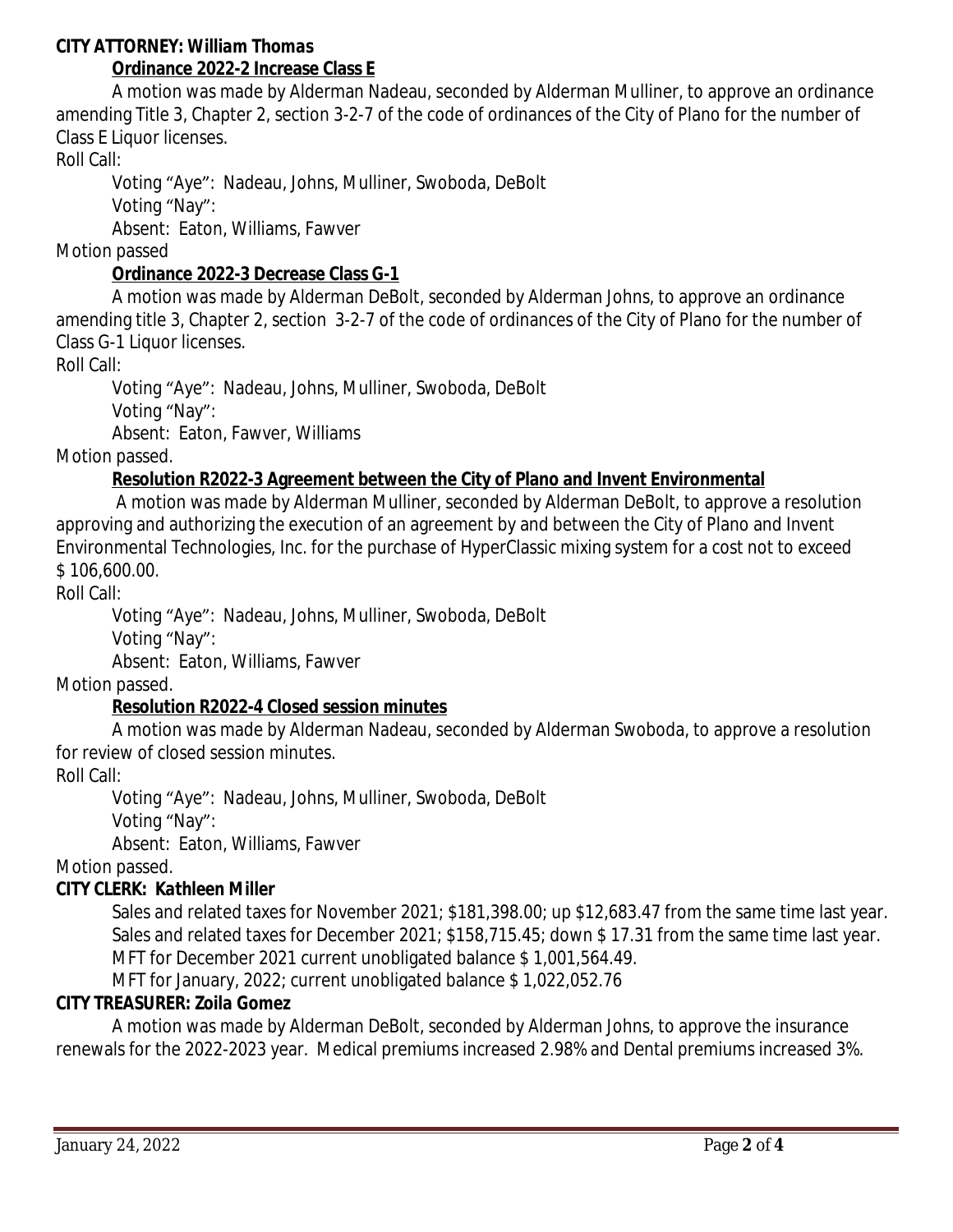***CITY ATTORNEY: William Thomas***

**Ordinance 2022-2 Increase Class E**

A motion was made by Alderman Nadeau, seconded by Alderman Mulliner, to approve an ordinance amending Title 3, Chapter 2, section 3-2-7 of the code of ordinances of the City of Plano for the number of Class E Liquor licenses.

Roll Call:

Voting "Aye": Nadeau, Johns, Mulliner, Swoboda, DeBolt

Voting "Nay":

Absent: Eaton, Williams, Fawver

Motion passed

**Ordinance 2022-3 Decrease Class G-1**

A motion was made by Alderman DeBolt, seconded by Alderman Johns, to approve an ordinance amending title 3, Chapter 2, section 3-2-7 of the code of ordinances of the City of Plano for the number of Class G-1 Liquor licenses.

Roll Call:

Voting "Aye": Nadeau, Johns, Mulliner, Swoboda, DeBolt

Voting "Nay":

Absent: Eaton, Fawver, Williams

Motion passed.

**Resolution R2022-3 Agreement between the City of Plano and Invent Environmental**

A motion was made by Alderman Mulliner, seconded by Alderman DeBolt, to approve a resolution approving and authorizing the execution of an agreement by and between the City of Plano and Invent Environmental Technologies, Inc. for the purchase of HyperClassic mixing system for a cost not to exceed $ 106,600.00.

Roll Call:

Voting "Aye": Nadeau, Johns, Mulliner, Swoboda, DeBolt

Voting "Nay":

Absent: Eaton, Williams, Fawver

Motion passed.

**Resolution R2022-4 Closed session minutes**

A motion was made by Alderman Nadeau, seconded by Alderman Swoboda, to approve a resolution for review of closed session minutes.

Roll Call:

Voting "Aye": Nadeau, Johns, Mulliner, Swoboda, DeBolt

Voting "Nay":

Absent: Eaton, Williams, Fawver

Motion passed.

***CITY CLERK: Kathleen Miller***

Sales and related taxes for November 2021; $181,398.00; up $12,683.47 from the same time last year.
Sales and related taxes for December 2021; $158,715.45; down $ 17.31 from the same time last year.
MFT for December 2021 current unobligated balance $ 1,001,564.49.
MFT for January, 2022; current unobligated balance $ 1,022,052.76

***CITY TREASURER: Zoila Gomez***

A motion was made by Alderman DeBolt, seconded by Alderman Johns, to approve the insurance renewals for the 2022-2023 year. Medical premiums increased 2.98% and Dental premiums increased 3%.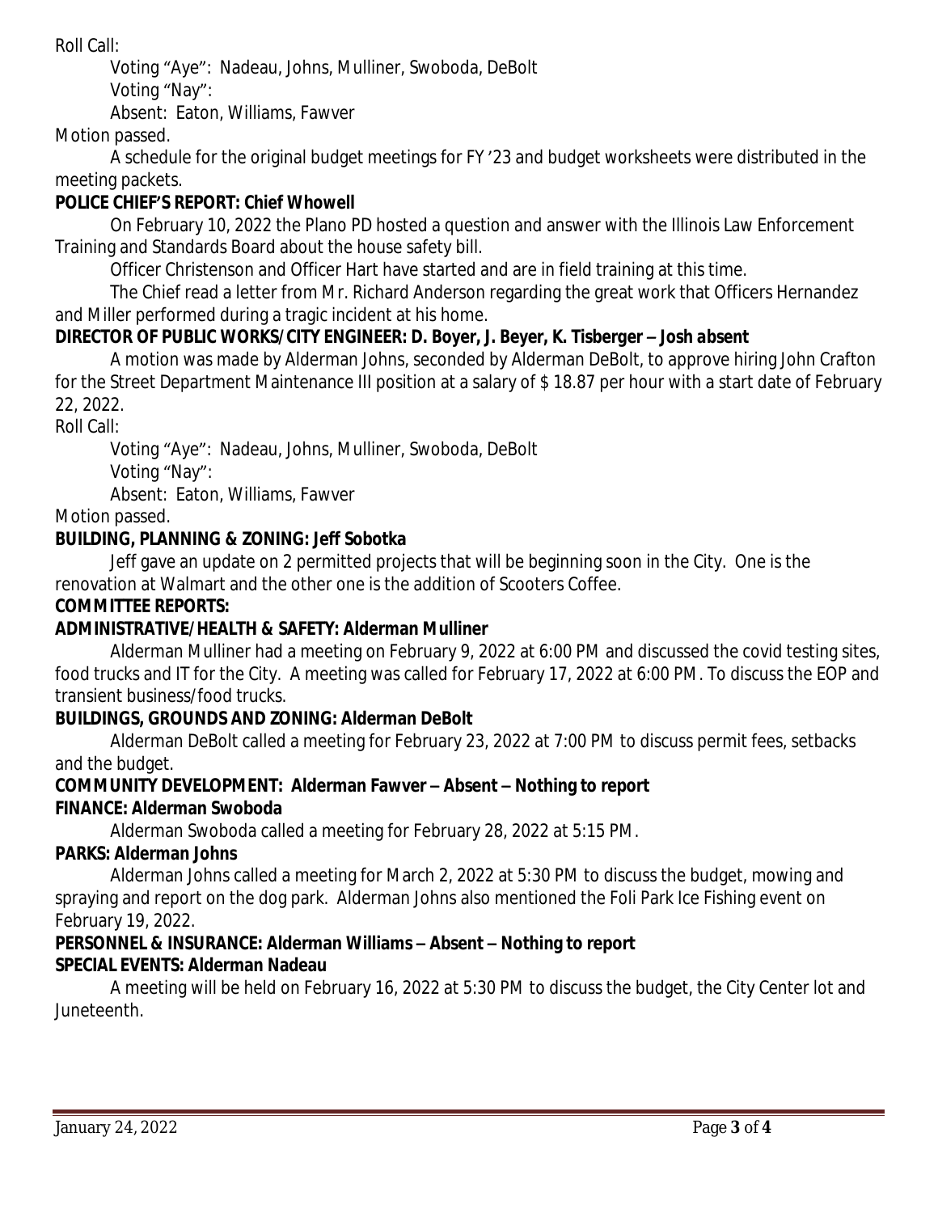Roll Call:

Voting "Aye": Nadeau, Johns, Mulliner, Swoboda, DeBolt

Voting "Nay":

Absent: Eaton, Williams, Fawver

Motion passed.

A schedule for the original budget meetings for FY '23 and budget worksheets were distributed in the meeting packets.

**POLICE CHIEF'S REPORT: Chief Whowell**

On February 10, 2022 the Plano PD hosted a question and answer with the Illinois Law Enforcement Training and Standards Board about the house safety bill.

Officer Christenson and Officer Hart have started and are in field training at this time.

The Chief read a letter from Mr. Richard Anderson regarding the great work that Officers Hernandez and Miller performed during a tragic incident at his home.

**DIRECTOR OF PUBLIC WORKS/CITY ENGINEER: D. Boyer, J. Beyer, K. Tisberger – Josh absent**

A motion was made by Alderman Johns, seconded by Alderman DeBolt, to approve hiring John Crafton for the Street Department Maintenance III position at a salary of $ 18.87 per hour with a start date of February 22, 2022.

Roll Call:

Voting "Aye": Nadeau, Johns, Mulliner, Swoboda, DeBolt

Voting "Nay":

Absent: Eaton, Williams, Fawver

Motion passed.

**BUILDING, PLANNING & ZONING: Jeff Sobotka**

Jeff gave an update on 2 permitted projects that will be beginning soon in the City. One is the renovation at Walmart and the other one is the addition of Scooters Coffee.

**COMMITTEE REPORTS:**

**ADMINISTRATIVE/HEALTH & SAFETY: Alderman Mulliner**

Alderman Mulliner had a meeting on February 9, 2022 at 6:00 PM and discussed the covid testing sites, food trucks and IT for the City. A meeting was called for February 17, 2022 at 6:00 PM. To discuss the EOP and transient business/food trucks.

**BUILDINGS, GROUNDS AND ZONING: Alderman DeBolt**

Alderman DeBolt called a meeting for February 23, 2022 at 7:00 PM to discuss permit fees, setbacks and the budget.

**COMMUNITY DEVELOPMENT: Alderman Fawver – Absent – Nothing to report**

**FINANCE: Alderman Swoboda**

Alderman Swoboda called a meeting for February 28, 2022 at 5:15 PM.

**PARKS: Alderman Johns**

Alderman Johns called a meeting for March 2, 2022 at 5:30 PM to discuss the budget, mowing and spraying and report on the dog park. Alderman Johns also mentioned the Foli Park Ice Fishing event on February 19, 2022.

**PERSONNEL & INSURANCE: Alderman Williams – Absent – Nothing to report**

**SPECIAL EVENTS: Alderman Nadeau**

A meeting will be held on February 16, 2022 at 5:30 PM to discuss the budget, the City Center lot and Juneteenth.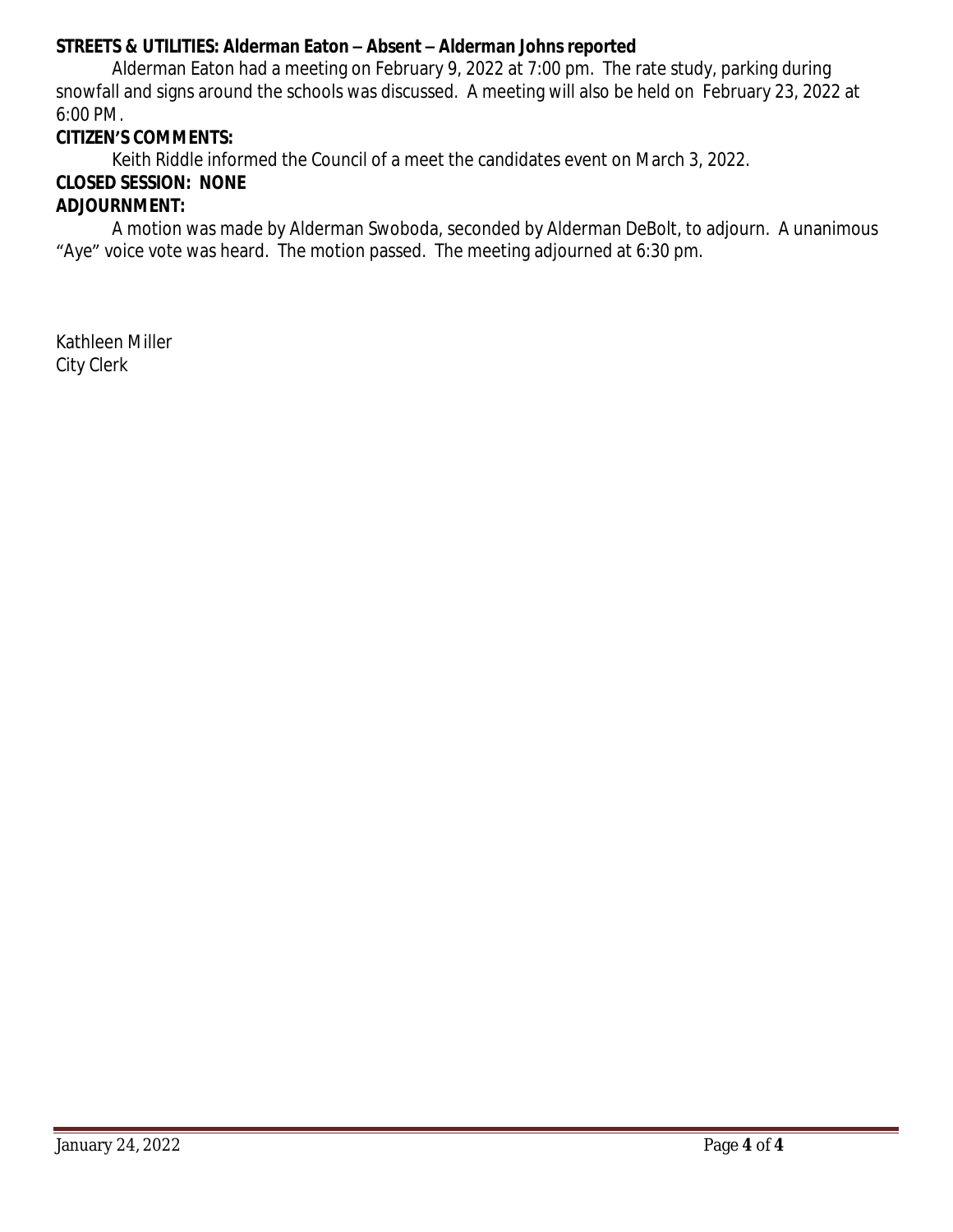**STREETS & UTILITIES: Alderman Eaton – Absent – Alderman Johns reported**

Alderman Eaton had a meeting on February 9, 2022 at 7:00 pm. The rate study, parking during snowfall and signs around the schools was discussed. A meeting will also be held on February 23, 2022 at 6:00 PM.

**CITIZEN'S COMMENTS:**

Keith Riddle informed the Council of a meet the candidates event on March 3, 2022.

**CLOSED SESSION: NONE**

**ADJOURNMENT:**

A motion was made by Alderman Swoboda, seconded by Alderman DeBolt, to adjourn. A unanimous "Aye" voice vote was heard. The motion passed. The meeting adjourned at 6:30 pm.

Kathleen Miller
City Clerk